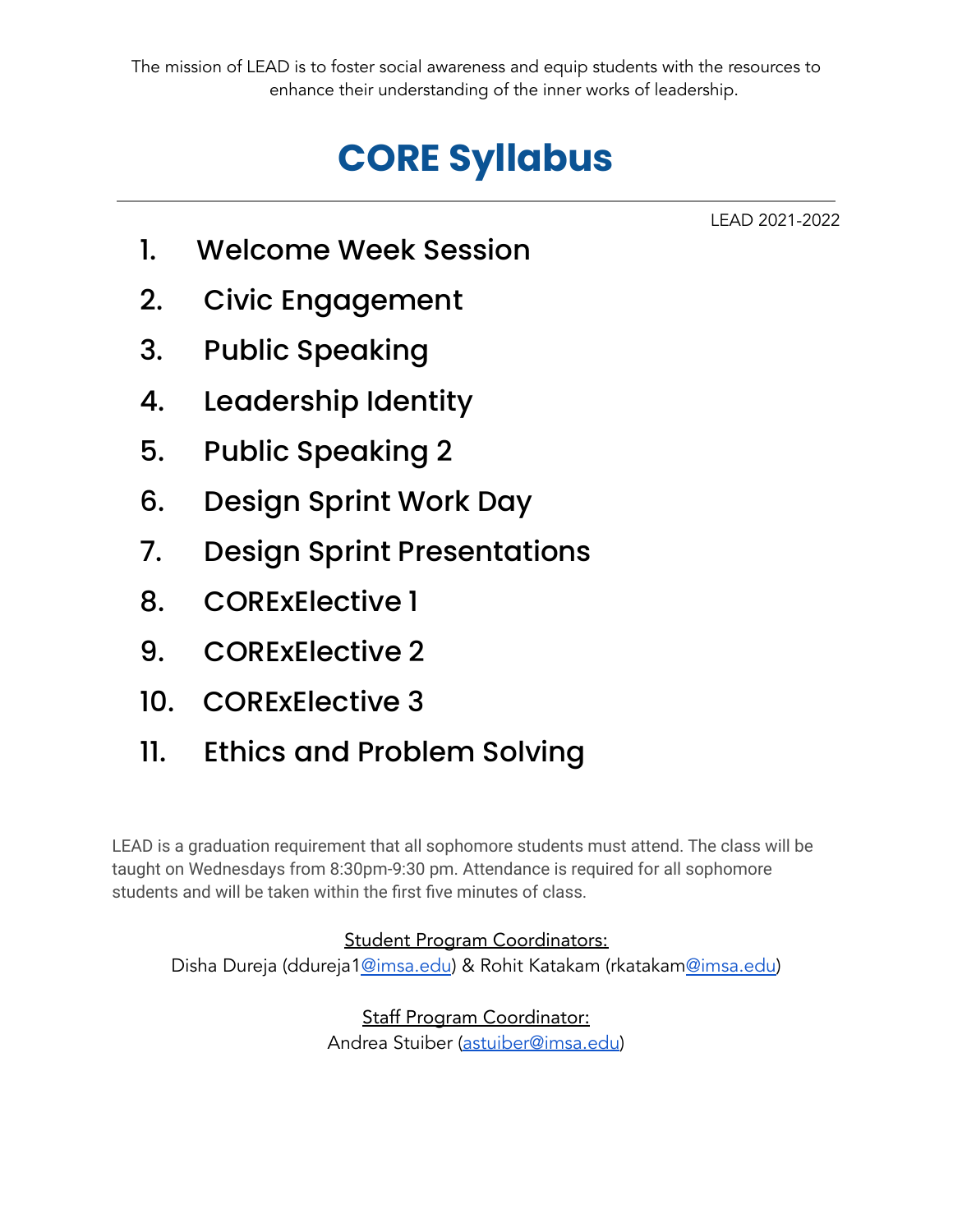The mission of LEAD is to foster social awareness and equip students with the resources to enhance their understanding of the inner works of leadership.

# CORE Syllabus

LEAD 2021-2022

1. Welcome Week Session
2. Civic Engagement
3. Public Speaking
4. Leadership Identity
5. Public Speaking 2
6. Design Sprint Work Day
7. Design Sprint Presentations
8. COREx Elective 1
9. COREx Elective 2
10. COREx Elective 3
11. Ethics and Problem Solving

LEAD is a graduation requirement that all sophomore students must attend. The class will be taught on Wednesdays from 8:30pm-9:30 pm. Attendance is required for all sophomore students and will be taken within the first five minutes of class.

Student Program Coordinators:
Disha Dureja (ddureja1@imsa.edu) & Rohit Katakam (rkatakam@imsa.edu)

Staff Program Coordinator:
Andrea Stuiber (astuiber@imsa.edu)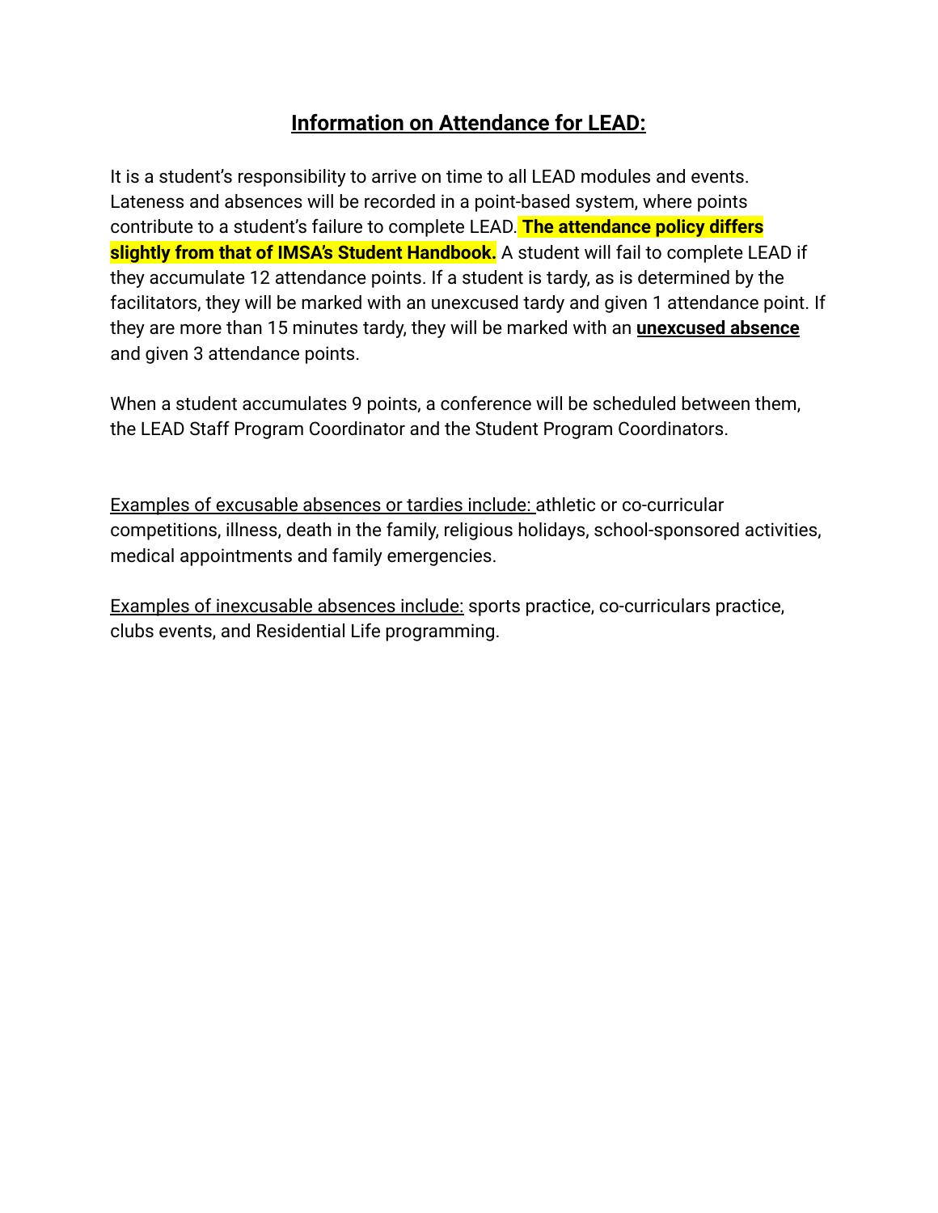## **Information on Attendance for LEAD:**

It is a student's responsibility to arrive on time to all LEAD modules and events. Lateness and absences will be recorded in a point-based system, where points contribute to a student's failure to complete LEAD. **The attendance policy differs slightly from that of IMSA's Student Handbook.** A student will fail to complete LEAD if they accumulate 12 attendance points. If a student is tardy, as is determined by the facilitators, they will be marked with an unexcused tardy and given 1 attendance point. If they are more than 15 minutes tardy, they will be marked with an **unexcused absence** and given 3 attendance points.

When a student accumulates 9 points, a conference will be scheduled between them, the LEAD Staff Program Coordinator and the Student Program Coordinators.

Examples of excusable absences or tardies include: athletic or co-curricular competitions, illness, death in the family, religious holidays, school-sponsored activities, medical appointments and family emergencies.

Examples of inexcusable absences include: sports practice, co-curriculars practice, clubs events, and Residential Life programming.